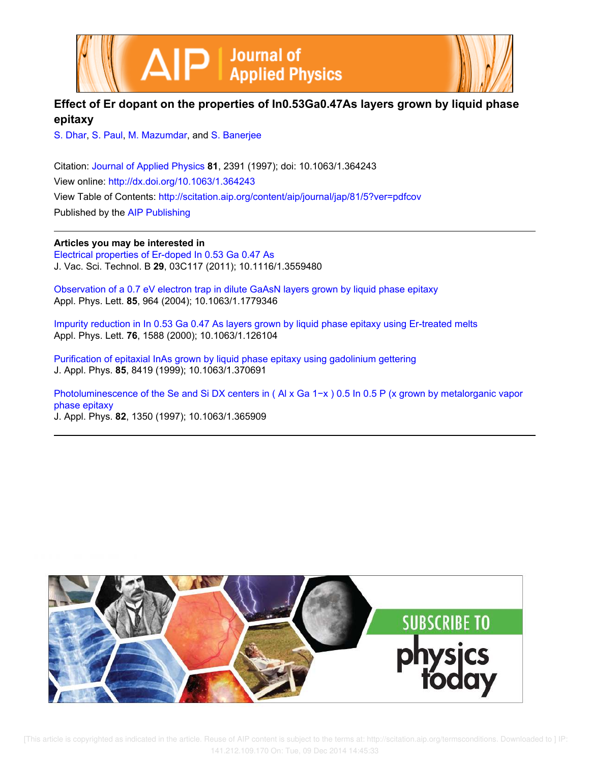# Effect of Er dopant on the properties of In0.53Ga0.47As layers grown by liquid phase epitaxy

S. Dhar, S. Paul, M. Mazumdar, and S. Banerjee

Citation: Journal of Applied Physics **81**, 2391 (1997); doi: 10.1063/1.364243

View online: http://dx.doi.org/10.1063/1.364243

View Table of Contents: http://scitation.aip.org/content/aip/journal/jap/81/5?ver=pdfcov

Published by the AIP Publishing

---

**Articles you may be interested in**

Electrical properties of Er-doped In 0.53 Ga 0.47 As
J. Vac. Sci. Technol. B **29**, 03C117 (2011); 10.1116/1.3559480

Observation of a 0.7 eV electron trap in dilute GaAsN layers grown by liquid phase epitaxy
Appl. Phys. Lett. **85**, 964 (2004); 10.1063/1.1779346

Impurity reduction in In 0.53 Ga 0.47 As layers grown by liquid phase epitaxy using Er-treated melts
Appl. Phys. Lett. **76**, 1588 (2000); 10.1063/1.126104

Purification of epitaxial InAs grown by liquid phase epitaxy using gadolinium gettering
J. Appl. Phys. **85**, 8419 (1999); 10.1063/1.370691

Photoluminescence of the Se and Si DX centers in ( Al x Ga 1−x ) 0.5 In 0.5 P (x grown by metalorganic vapor phase epitaxy
J. Appl. Phys. **82**, 1350 (1997); 10.1063/1.365909

---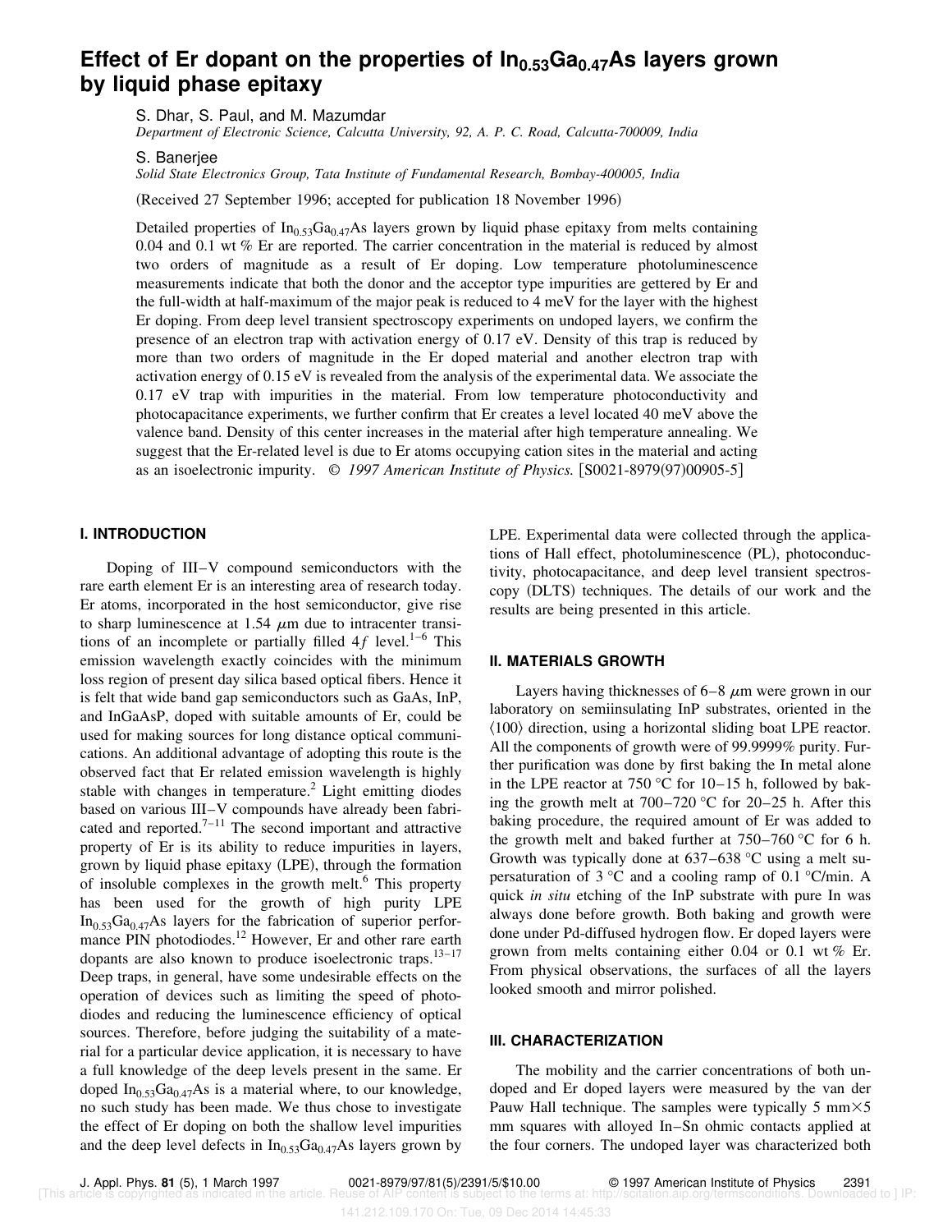# Effect of Er dopant on the properties of $In_{0.53}Ga_{0.47}As$ layers grown by liquid phase epitaxy

S. Dhar, S. Paul, and M. Mazumdar
*Department of Electronic Science, Calcutta University, 92, A. P. C. Road, Calcutta-700009, India*

S. Banerjee
*Solid State Electronics Group, Tata Institute of Fundamental Research, Bombay-400005, India*

(Received 27 September 1996; accepted for publication 18 November 1996)

Detailed properties of $In_{0.53}Ga_{0.47}As$ layers grown by liquid phase epitaxy from melts containing 0.04 and 0.1 wt % Er are reported. The carrier concentration in the material is reduced by almost two orders of magnitude as a result of Er doping. Low temperature photoluminescence measurements indicate that both the donor and the acceptor type impurities are gettered by Er and the full-width at half-maximum of the major peak is reduced to 4 meV for the layer with the highest Er doping. From deep level transient spectroscopy experiments on undoped layers, we confirm the presence of an electron trap with activation energy of 0.17 eV. Density of this trap is reduced by more than two orders of magnitude in the Er doped material and another electron trap with activation energy of 0.15 eV is revealed from the analysis of the experimental data. We associate the 0.17 eV trap with impurities in the material. From low temperature photoconductivity and photocapacitance experiments, we further confirm that Er creates a level located 40 meV above the valence band. Density of this center increases in the material after high temperature annealing. We suggest that the Er-related level is due to Er atoms occupying cation sites in the material and acting as an isoelectronic impurity. © *1997 American Institute of Physics.* [S0021-8979(97)00905-5]

## I. INTRODUCTION

Doping of III–V compound semiconductors with the rare earth element Er is an interesting area of research today. Er atoms, incorporated in the host semiconductor, give rise to sharp luminescence at 1.54 $\mu$m due to intracenter transitions of an incomplete or partially filled $4f$ level.[1–6] This emission wavelength exactly coincides with the minimum loss region of present day silica based optical fibers. Hence it is felt that wide band gap semiconductors such as GaAs, InP, and InGaAsP, doped with suitable amounts of Er, could be used for making sources for long distance optical communications. An additional advantage of adopting this route is the observed fact that Er related emission wavelength is highly stable with changes in temperature.[2] Light emitting diodes based on various III–V compounds have already been fabricated and reported.[7–11] The second important and attractive property of Er is its ability to reduce impurities in layers, grown by liquid phase epitaxy (LPE), through the formation of insoluble complexes in the growth melt.[6] This property has been used for the growth of high purity LPE $In_{0.53}Ga_{0.47}As$ layers for the fabrication of superior performance PIN photodiodes.[12] However, Er and other rare earth dopants are also known to produce isoelectronic traps.[13–17] Deep traps, in general, have some undesirable effects on the operation of devices such as limiting the speed of photodiodes and reducing the luminescence efficiency of optical sources. Therefore, before judging the suitability of a material for a particular device application, it is necessary to have a full knowledge of the deep levels present in the same. Er doped $In_{0.53}Ga_{0.47}As$ is a material where, to our knowledge, no such study has been made. We thus chose to investigate the effect of Er doping on both the shallow level impurities and the deep level defects in $In_{0.53}Ga_{0.47}As$ layers grown by LPE. Experimental data were collected through the applications of Hall effect, photoluminescence (PL), photoconductivity, photocapacitance, and deep level transient spectroscopy (DLTS) techniques. The details of our work and the results are being presented in this article.

## II. MATERIALS GROWTH

Layers having thicknesses of 6–8 $\mu$m were grown in our laboratory on semiinsulating InP substrates, oriented in the ⟨100⟩ direction, using a horizontal sliding boat LPE reactor. All the components of growth were of 99.9999% purity. Further purification was done by first baking the In metal alone in the LPE reactor at 750 °C for 10–15 h, followed by baking the growth melt at 700–720 °C for 20–25 h. After this baking procedure, the required amount of Er was added to the growth melt and baked further at 750–760 °C for 6 h. Growth was typically done at 637–638 °C using a melt supersaturation of 3 °C and a cooling ramp of 0.1 °C/min. A quick *in situ* etching of the InP substrate with pure In was always done before growth. Both baking and growth were done under Pd-diffused hydrogen flow. Er doped layers were grown from melts containing either 0.04 or 0.1 wt % Er. From physical observations, the surfaces of all the layers looked smooth and mirror polished.

## III. CHARACTERIZATION

The mobility and the carrier concentrations of both undoped and Er doped layers were measured by the van der Pauw Hall technique. The samples were typically 5 mm×5 mm squares with alloyed In–Sn ohmic contacts applied at the four corners. The undoped layer was characterized both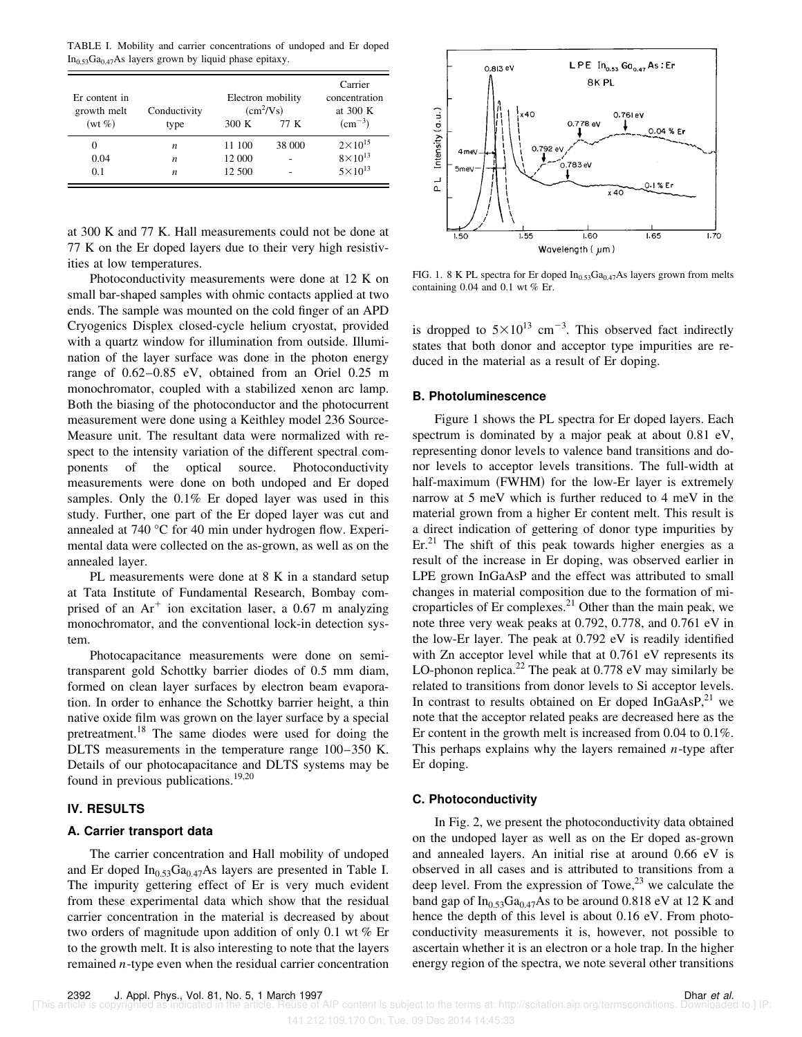TABLE I. Mobility and carrier concentrations of undoped and Er doped $In_{0.53}Ga_{0.47}As$ layers grown by liquid phase epitaxy.

| Er content in growth melt (wt %) | Conductivity type | Electron mobility ($cm^2/Vs$) 300 K | 77 K | Carrier concentration at 300 K ($cm^{-3}$) |
|---|---|---|---|---|
| 0 | $n$ | 11 100 | 38 000 | $2\times10^{15}$ |
| 0.04 | $n$ | 12 000 | - | $8\times10^{13}$ |
| 0.1 | $n$ | 12 500 | - | $5\times10^{13}$ |

at 300 K and 77 K. Hall measurements could not be done at 77 K on the Er doped layers due to their very high resistivities at low temperatures.

Photoconductivity measurements were done at 12 K on small bar-shaped samples with ohmic contacts applied at two ends. The sample was mounted on the cold finger of an APD Cryogenics Displex closed-cycle helium cryostat, provided with a quartz window for illumination from outside. Illumination of the layer surface was done in the photon energy range of 0.62–0.85 eV, obtained from an Oriel 0.25 m monochromator, coupled with a stabilized xenon arc lamp. Both the biasing of the photoconductor and the photocurrent measurement were done using a Keithley model 236 Source-Measure unit. The resultant data were normalized with respect to the intensity variation of the different spectral components of the optical source. Photoconductivity measurements were done on both undoped and Er doped samples. Only the 0.1% Er doped layer was used in this study. Further, one part of the Er doped layer was cut and annealed at 740 °C for 40 min under hydrogen flow. Experimental data were collected on the as-grown, as well as on the annealed layer.

PL measurements were done at 8 K in a standard setup at Tata Institute of Fundamental Research, Bombay comprised of an $Ar^+$ ion excitation laser, a 0.67 m analyzing monochromator, and the conventional lock-in detection system.

Photocapacitance measurements were done on semitransparent gold Schottky barrier diodes of 0.5 mm diam, formed on clean layer surfaces by electron beam evaporation. In order to enhance the Schottky barrier height, a thin native oxide film was grown on the layer surface by a special pretreatment.[18] The same diodes were used for doing the DLTS measurements in the temperature range 100–350 K. Details of our photocapacitance and DLTS systems may be found in previous publications.[19,20]

## IV. RESULTS

### A. Carrier transport data

The carrier concentration and Hall mobility of undoped and Er doped $In_{0.53}Ga_{0.47}As$ layers are presented in Table I. The impurity gettering effect of Er is very much evident from these experimental data which show that the residual carrier concentration in the material is decreased by about two orders of magnitude upon addition of only 0.1 wt % Er to the growth melt. It is also interesting to note that the layers remained $n$-type even when the residual carrier concentration is dropped to $5\times10^{13}$ $cm^{-3}$. This observed fact indirectly states that both donor and acceptor type impurities are reduced in the material as a result of Er doping.

FIG. 1. 8 K PL spectra for Er doped $In_{0.53}Ga_{0.47}As$ layers grown from melts containing 0.04 and 0.1 wt % Er.

### B. Photoluminescence

Figure 1 shows the PL spectra for Er doped layers. Each spectrum is dominated by a major peak at about 0.81 eV, representing donor levels to valence band transitions and donor levels to acceptor levels transitions. The full-width at half-maximum (FWHM) for the low-Er layer is extremely narrow at 5 meV which is further reduced to 4 meV in the material grown from a higher Er content melt. This result is a direct indication of gettering of donor type impurities by Er.[21] The shift of this peak towards higher energies as a result of the increase in Er doping, was observed earlier in LPE grown InGaAsP and the effect was attributed to small changes in material composition due to the formation of microparticles of Er complexes.[21] Other than the main peak, we note three very weak peaks at 0.792, 0.778, and 0.761 eV in the low-Er layer. The peak at 0.792 eV is readily identified with Zn acceptor level while that at 0.761 eV represents its LO-phonon replica.[22] The peak at 0.778 eV may similarly be related to transitions from donor levels to Si acceptor levels. In contrast to results obtained on Er doped InGaAsP,[21] we note that the acceptor related peaks are decreased here as the Er content in the growth melt is increased from 0.04 to 0.1%. This perhaps explains why the layers remained $n$-type after Er doping.

### C. Photoconductivity

In Fig. 2, we present the photoconductivity data obtained on the undoped layer as well as on the Er doped as-grown and annealed layers. An initial rise at around 0.66 eV is observed in all cases and is attributed to transitions from a deep level. From the expression of Towe,[23] we calculate the band gap of $In_{0.53}Ga_{0.47}As$ to be around 0.818 eV at 12 K and hence the depth of this level is about 0.16 eV. From photoconductivity measurements it is, however, not possible to ascertain whether it is an electron or a hole trap. In the higher energy region of the spectra, we note several other transitions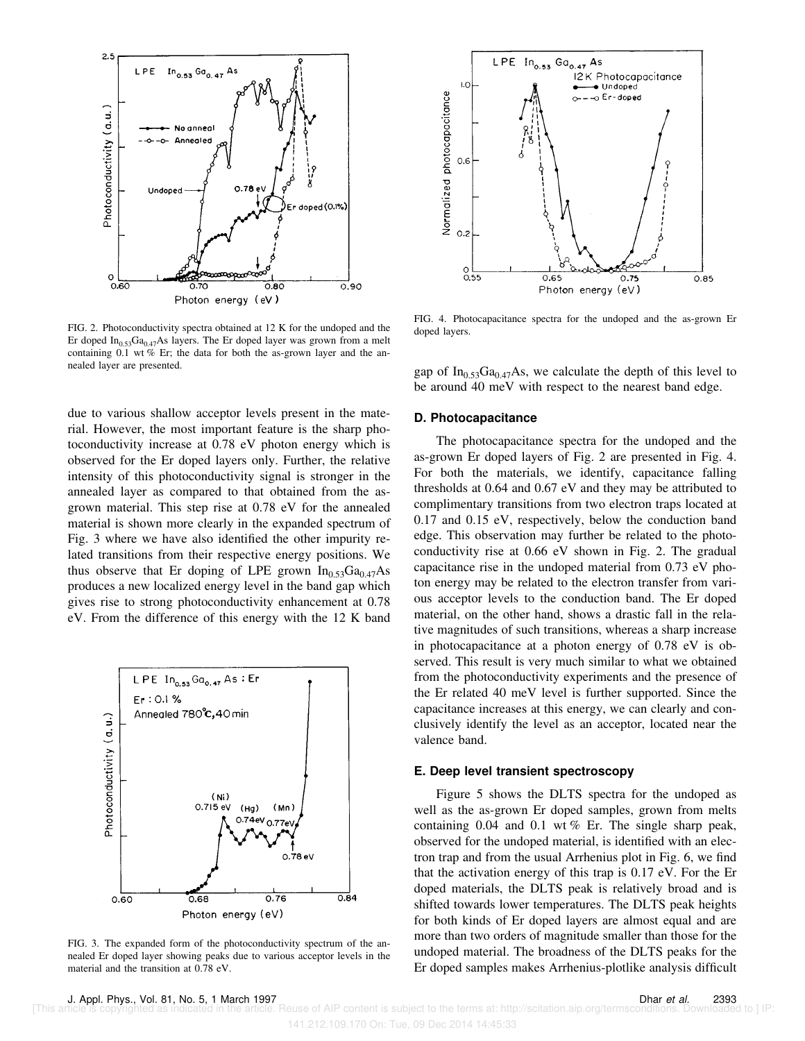FIG. 2. Photoconductivity spectra obtained at 12 K for the undoped and the Er doped $In_{0.53}Ga_{0.47}As$ layers. The Er doped layer was grown from a melt containing 0.1 wt % Er; the data for both the as-grown layer and the annealed layer are presented.

due to various shallow acceptor levels present in the material. However, the most important feature is the sharp photoconductivity increase at 0.78 eV photon energy which is observed for the Er doped layers only. Further, the relative intensity of this photoconductivity signal is stronger in the annealed layer as compared to that obtained from the as-grown material. This step rise at 0.78 eV for the annealed material is shown more clearly in the expanded spectrum of Fig. 3 where we have also identified the other impurity related transitions from their respective energy positions. We thus observe that Er doping of LPE grown $In_{0.53}Ga_{0.47}As$ produces a new localized energy level in the band gap which gives rise to strong photoconductivity enhancement at 0.78 eV. From the difference of this energy with the 12 K band

FIG. 3. The expanded form of the photoconductivity spectrum of the annealed Er doped layer showing peaks due to various acceptor levels in the material and the transition at 0.78 eV.

FIG. 4. Photocapacitance spectra for the undoped and the as-grown Er doped layers.

gap of $In_{0.53}Ga_{0.47}As$, we calculate the depth of this level to be around 40 meV with respect to the nearest band edge.

### D. Photocapacitance

The photocapacitance spectra for the undoped and the as-grown Er doped layers of Fig. 2 are presented in Fig. 4. For both the materials, we identify, capacitance falling thresholds at 0.64 and 0.67 eV and they may be attributed to complimentary transitions from two electron traps located at 0.17 and 0.15 eV, respectively, below the conduction band edge. This observation may further be related to the photoconductivity rise at 0.66 eV shown in Fig. 2. The gradual capacitance rise in the undoped material from 0.73 eV photon energy may be related to the electron transfer from various acceptor levels to the conduction band. The Er doped material, on the other hand, shows a drastic fall in the relative magnitudes of such transitions, whereas a sharp increase in photocapacitance at a photon energy of 0.78 eV is observed. This result is very much similar to what we obtained from the photoconductivity experiments and the presence of the Er related 40 meV level is further supported. Since the capacitance increases at this energy, we can clearly and conclusively identify the level as an acceptor, located near the valence band.

### E. Deep level transient spectroscopy

Figure 5 shows the DLTS spectra for the undoped as well as the as-grown Er doped samples, grown from melts containing 0.04 and 0.1 wt % Er. The single sharp peak, observed for the undoped material, is identified with an electron trap and from the usual Arrhenius plot in Fig. 6, we find that the activation energy of this trap is 0.17 eV. For the Er doped materials, the DLTS peak is relatively broad and is shifted towards lower temperatures. The DLTS peak heights for both kinds of Er doped layers are almost equal and are more than two orders of magnitude smaller than those for the undoped material. The broadness of the DLTS peaks for the Er doped samples makes Arrhenius-plotlike analysis difficult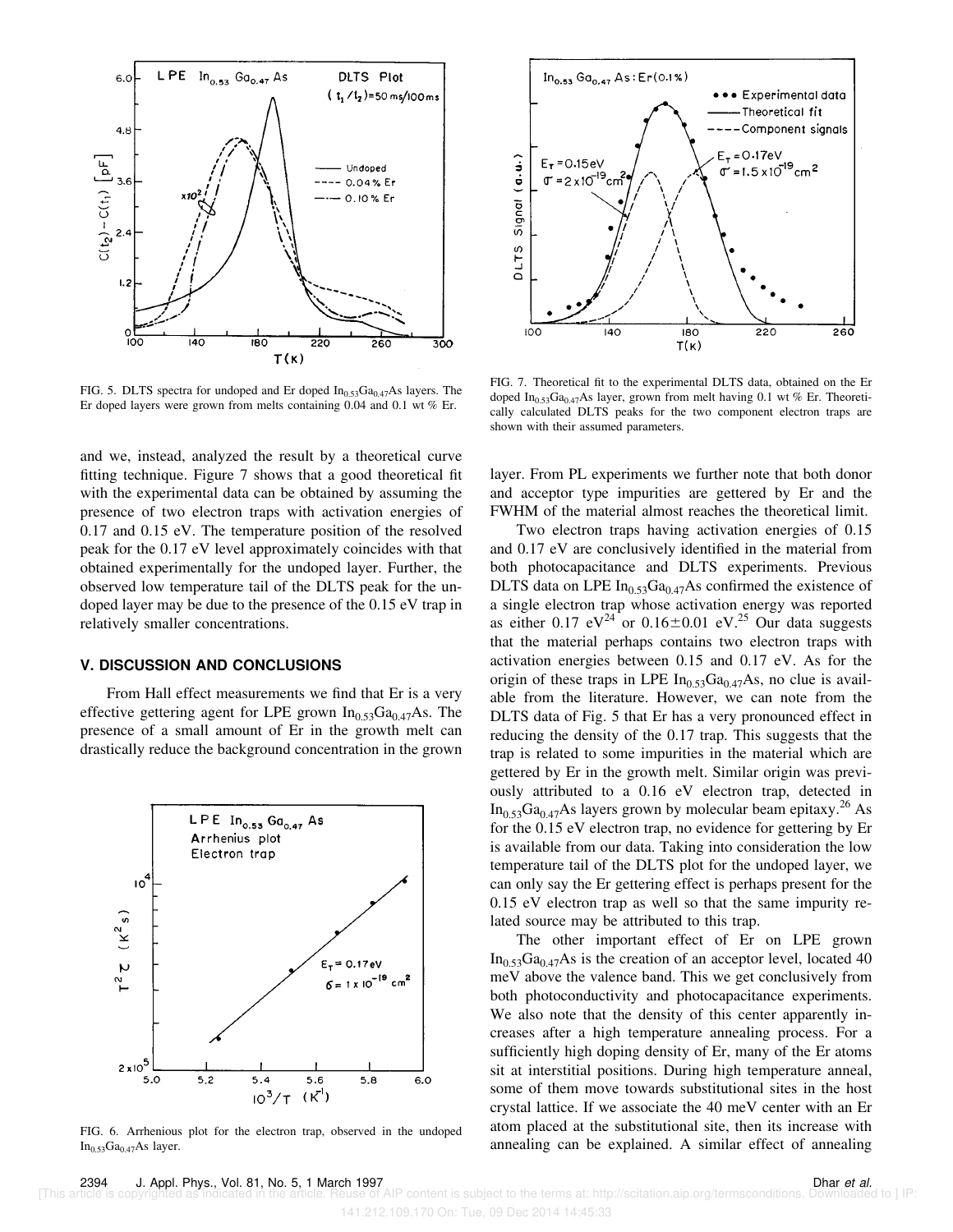FIG. 5. DLTS spectra for undoped and Er doped $In_{0.53}Ga_{0.47}As$ layers. The Er doped layers were grown from melts containing 0.04 and 0.1 wt % Er.

FIG. 7. Theoretical fit to the experimental DLTS data, obtained on the Er doped $In_{0.53}Ga_{0.47}As$ layer, grown from melt having 0.1 wt % Er. Theoretically calculated DLTS peaks for the two component electron traps are shown with their assumed parameters.

and we, instead, analyzed the result by a theoretical curve fitting technique. Figure 7 shows that a good theoretical fit with the experimental data can be obtained by assuming the presence of two electron traps with activation energies of 0.17 and 0.15 eV. The temperature position of the resolved peak for the 0.17 eV level approximately coincides with that obtained experimentally for the undoped layer. Further, the observed low temperature tail of the DLTS peak for the undoped layer may be due to the presence of the 0.15 eV trap in relatively smaller concentrations.

## V. DISCUSSION AND CONCLUSIONS

From Hall effect measurements we find that Er is a very effective gettering agent for LPE grown $In_{0.53}Ga_{0.47}As$. The presence of a small amount of Er in the growth melt can drastically reduce the background concentration in the grown layer. From PL experiments we further note that both donor and acceptor type impurities are gettered by Er and the FWHM of the material almost reaches the theoretical limit.

FIG. 6. Arrhenious plot for the electron trap, observed in the undoped $In_{0.53}Ga_{0.47}As$ layer.

Two electron traps having activation energies of 0.15 and 0.17 eV are conclusively identified in the material from both photocapacitance and DLTS experiments. Previous DLTS data on LPE $In_{0.53}Ga_{0.47}As$ confirmed the existence of a single electron trap whose activation energy was reported as either 0.17 eV[24] or $0.16\pm0.01$ eV.[25] Our data suggests that the material perhaps contains two electron traps with activation energies between 0.15 and 0.17 eV. As for the origin of these traps in LPE $In_{0.53}Ga_{0.47}As$, no clue is available from the literature. However, we can note from the DLTS data of Fig. 5 that Er has a very pronounced effect in reducing the density of the 0.17 trap. This suggests that the trap is related to some impurities in the material which are gettered by Er in the growth melt. Similar origin was previously attributed to a 0.16 eV electron trap, detected in $In_{0.53}Ga_{0.47}As$ layers grown by molecular beam epitaxy.[26] As for the 0.15 eV electron trap, no evidence for gettering by Er is available from our data. Taking into consideration the low temperature tail of the DLTS plot for the undoped layer, we can only say the Er gettering effect is perhaps present for the 0.15 eV electron trap as well so that the same impurity related source may be attributed to this trap.

The other important effect of Er on LPE grown $In_{0.53}Ga_{0.47}As$ is the creation of an acceptor level, located 40 meV above the valence band. This we get conclusively from both photoconductivity and photocapacitance experiments. We also note that the density of this center apparently increases after a high temperature annealing process. For a sufficiently high doping density of Er, many of the Er atoms sit at interstitial positions. During high temperature anneal, some of them move towards substitutional sites in the host crystal lattice. If we associate the 40 meV center with an Er atom placed at the substitutional site, then its increase with annealing can be explained. A similar effect of annealing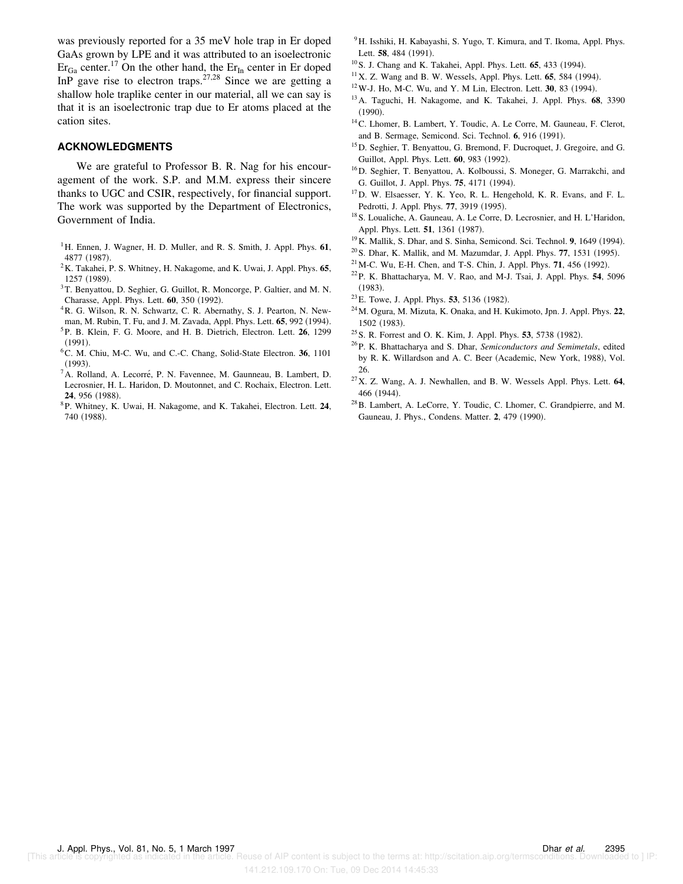was previously reported for a 35 meV hole trap in Er doped GaAs grown by LPE and it was attributed to an isoelectronic $Er_{Ga}$ center.[17] On the other hand, the $Er_{In}$ center in Er doped InP gave rise to electron traps.[27,28] Since we are getting a shallow hole traplike center in our material, all we can say is that it is an isoelectronic trap due to Er atoms placed at the cation sites.

## ACKNOWLEDGMENTS

We are grateful to Professor B. R. Nag for his encouragement of the work. S.P. and M.M. express their sincere thanks to UGC and CSIR, respectively, for financial support. The work was supported by the Department of Electronics, Government of India.

[1] H. Ennen, J. Wagner, H. D. Muller, and R. S. Smith, J. Appl. Phys. **61**, 4877 (1987).

[2] K. Takahei, P. S. Whitney, H. Nakagome, and K. Uwai, J. Appl. Phys. **65**, 1257 (1989).

[3] T. Benyattou, D. Seghier, G. Guillot, R. Moncorge, P. Galtier, and M. N. Charasse, Appl. Phys. Lett. **60**, 350 (1992).

[4] R. G. Wilson, R. N. Schwartz, C. R. Abernathy, S. J. Pearton, N. Newman, M. Rubin, T. Fu, and J. M. Zavada, Appl. Phys. Lett. **65**, 992 (1994).

[5] P. B. Klein, F. G. Moore, and H. B. Dietrich, Electron. Lett. **26**, 1299 (1991).

[6] C. M. Chiu, M-C. Wu, and C.-C. Chang, Solid-State Electron. **36**, 1101 (1993).

[7] A. Rolland, A. Lecorré, P. N. Favennee, M. Gaunneau, B. Lambert, D. Lecrosnier, H. L. Haridon, D. Moutonnet, and C. Rochaix, Electron. Lett. **24**, 956 (1988).

[8] P. Whitney, K. Uwai, H. Nakagome, and K. Takahei, Electron. Lett. **24**, 740 (1988).

[9] H. Isshiki, H. Kabayashi, S. Yugo, T. Kimura, and T. Ikoma, Appl. Phys. Lett. **58**, 484 (1991).

[10] S. J. Chang and K. Takahei, Appl. Phys. Lett. **65**, 433 (1994).

[11] X. Z. Wang and B. W. Wessels, Appl. Phys. Lett. **65**, 584 (1994).

[12] W-J. Ho, M-C. Wu, and Y. M Lin, Electron. Lett. **30**, 83 (1994).

[13] A. Taguchi, H. Nakagome, and K. Takahei, J. Appl. Phys. **68**, 3390 (1990).

[14] C. Lhomer, B. Lambert, Y. Toudic, A. Le Corre, M. Gauneau, F. Clerot, and B. Sermage, Semicond. Sci. Technol. **6**, 916 (1991).

[15] D. Seghier, T. Benyattou, G. Bremond, F. Ducroquet, J. Gregoire, and G. Guillot, Appl. Phys. Lett. **60**, 983 (1992).

[16] D. Seghier, T. Benyattou, A. Kolboussi, S. Moneger, G. Marrakchi, and G. Guillot, J. Appl. Phys. **75**, 4171 (1994).

[17] D. W. Elsaesser, Y. K. Yeo, R. L. Hengehold, K. R. Evans, and F. L. Pedrotti, J. Appl. Phys. **77**, 3919 (1995).

[18] S. Loualiche, A. Gauneau, A. Le Corre, D. Lecrosnier, and H. L'Haridon, Appl. Phys. Lett. **51**, 1361 (1987).

[19] K. Mallik, S. Dhar, and S. Sinha, Semicond. Sci. Technol. **9**, 1649 (1994).

[20] S. Dhar, K. Mallik, and M. Mazumdar, J. Appl. Phys. **77**, 1531 (1995).

[21] M-C. Wu, E-H. Chen, and T-S. Chin, J. Appl. Phys. **71**, 456 (1992).

[22] P. K. Bhattacharya, M. V. Rao, and M-J. Tsai, J. Appl. Phys. **54**, 5096 (1983).

[23] E. Towe, J. Appl. Phys. **53**, 5136 (1982).

[24] M. Ogura, M. Mizuta, K. Onaka, and H. Kukimoto, Jpn. J. Appl. Phys. **22**, 1502 (1983).

[25] S. R. Forrest and O. K. Kim, J. Appl. Phys. **53**, 5738 (1982).

[26] P. K. Bhattacharya and S. Dhar, *Semiconductors and Semimetals*, edited by R. K. Willardson and A. C. Beer (Academic, New York, 1988), Vol. 26.

[27] X. Z. Wang, A. J. Newhallen, and B. W. Wessels Appl. Phys. Lett. **64**, 466 (1944).

[28] B. Lambert, A. LeCorre, Y. Toudic, C. Lhomer, C. Grandpierre, and M. Gauneau, J. Phys., Condens. Matter. **2**, 479 (1990).